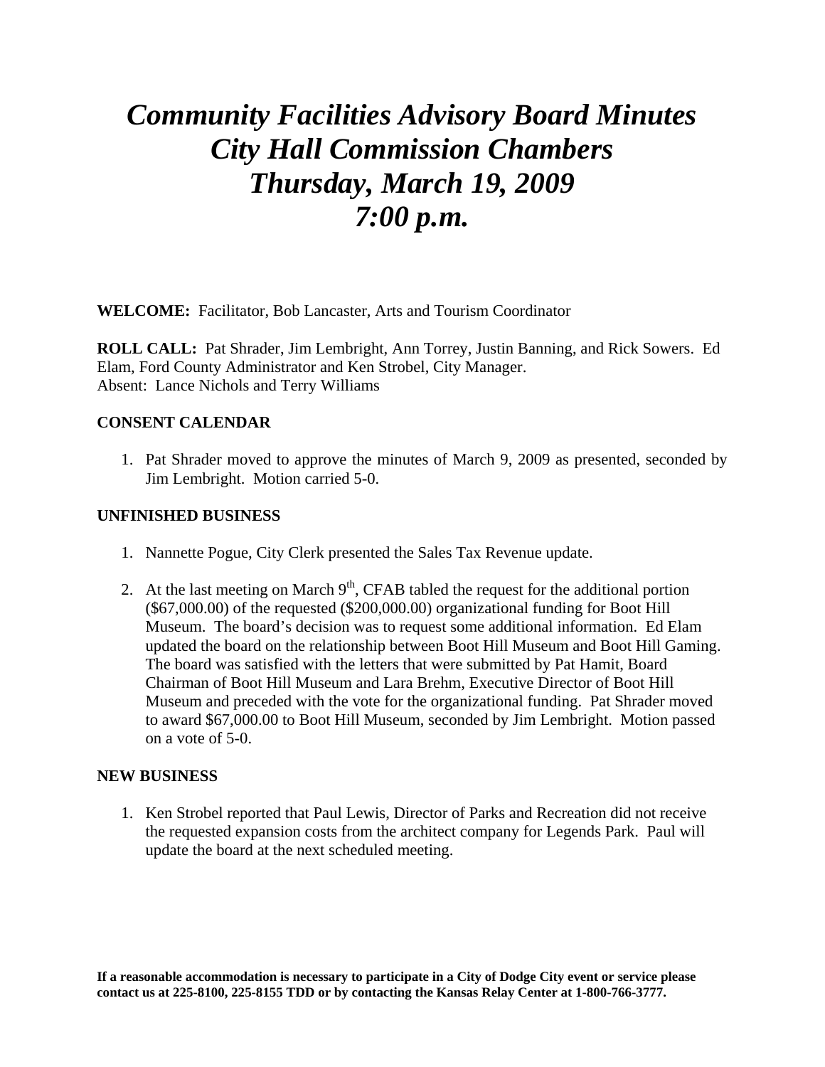# *Community Facilities Advisory Board Minutes*
# *City Hall Commission Chambers*
# *Thursday, March 19, 2009*
# *7:00 p.m.*

**WELCOME:** Facilitator, Bob Lancaster, Arts and Tourism Coordinator

**ROLL CALL:** Pat Shrader, Jim Lembright, Ann Torrey, Justin Banning, and Rick Sowers. Ed Elam, Ford County Administrator and Ken Strobel, City Manager.
Absent: Lance Nichols and Terry Williams

**CONSENT CALENDAR**

1. Pat Shrader moved to approve the minutes of March 9, 2009 as presented, seconded by Jim Lembright. Motion carried 5-0.

**UNFINISHED BUSINESS**

1. Nannette Pogue, City Clerk presented the Sales Tax Revenue update.

2. At the last meeting on March 9th, CFAB tabled the request for the additional portion ($67,000.00) of the requested ($200,000.00) organizational funding for Boot Hill Museum. The board's decision was to request some additional information. Ed Elam updated the board on the relationship between Boot Hill Museum and Boot Hill Gaming. The board was satisfied with the letters that were submitted by Pat Hamit, Board Chairman of Boot Hill Museum and Lara Brehm, Executive Director of Boot Hill Museum and preceded with the vote for the organizational funding. Pat Shrader moved to award $67,000.00 to Boot Hill Museum, seconded by Jim Lembright. Motion passed on a vote of 5-0.

**NEW BUSINESS**

1. Ken Strobel reported that Paul Lewis, Director of Parks and Recreation did not receive the requested expansion costs from the architect company for Legends Park. Paul will update the board at the next scheduled meeting.

**If a reasonable accommodation is necessary to participate in a City of Dodge City event or service please contact us at 225-8100, 225-8155 TDD or by contacting the Kansas Relay Center at 1-800-766-3777.**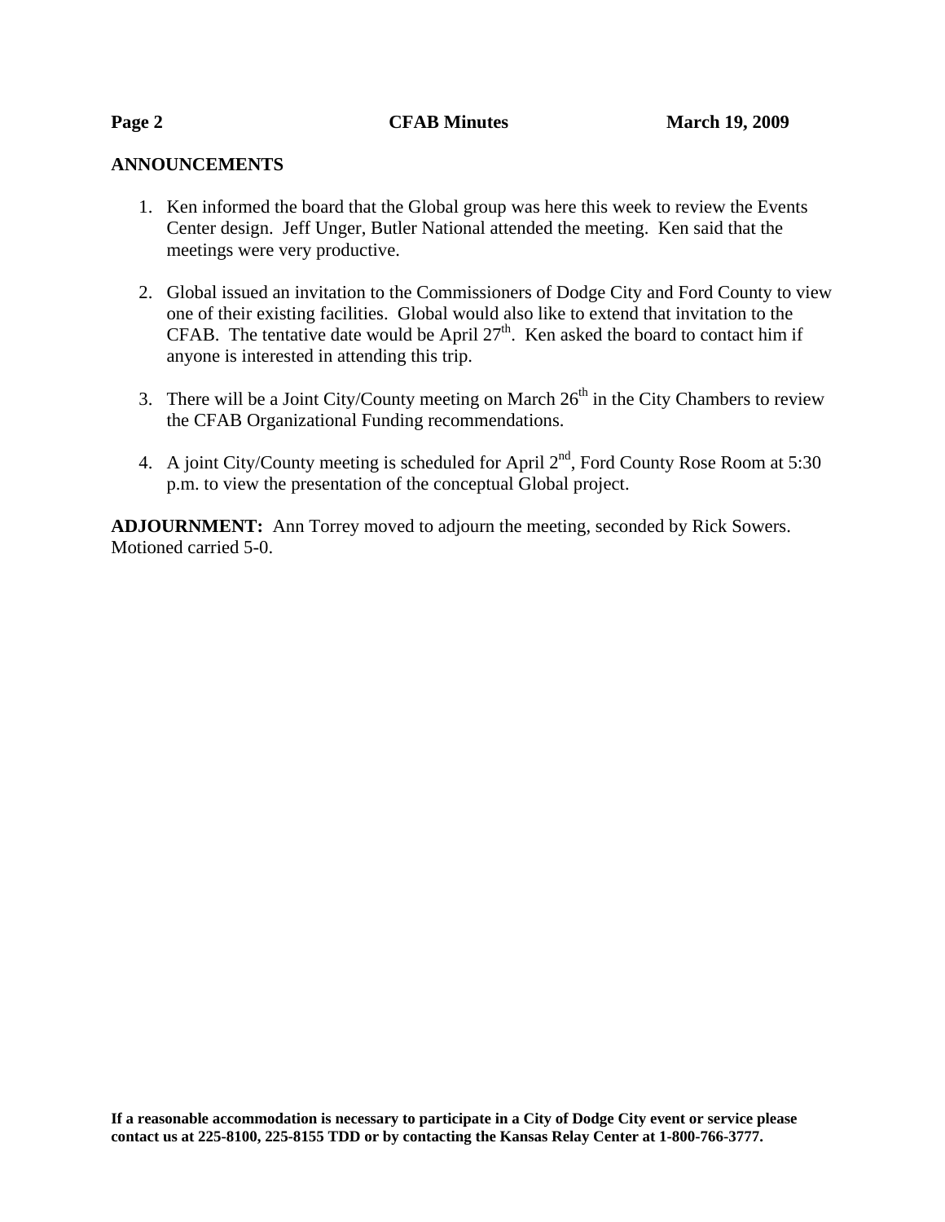## ANNOUNCEMENTS

1. Ken informed the board that the Global group was here this week to review the Events Center design. Jeff Unger, Butler National attended the meeting. Ken said that the meetings were very productive.

2. Global issued an invitation to the Commissioners of Dodge City and Ford County to view one of their existing facilities. Global would also like to extend that invitation to the CFAB. The tentative date would be April 27th. Ken asked the board to contact him if anyone is interested in attending this trip.

3. There will be a Joint City/County meeting on March 26th in the City Chambers to review the CFAB Organizational Funding recommendations.

4. A joint City/County meeting is scheduled for April 2nd, Ford County Rose Room at 5:30 p.m. to view the presentation of the conceptual Global project.

**ADJOURNMENT:** Ann Torrey moved to adjourn the meeting, seconded by Rick Sowers. Motioned carried 5-0.

**If a reasonable accommodation is necessary to participate in a City of Dodge City event or service please contact us at 225-8100, 225-8155 TDD or by contacting the Kansas Relay Center at 1-800-766-3777.**